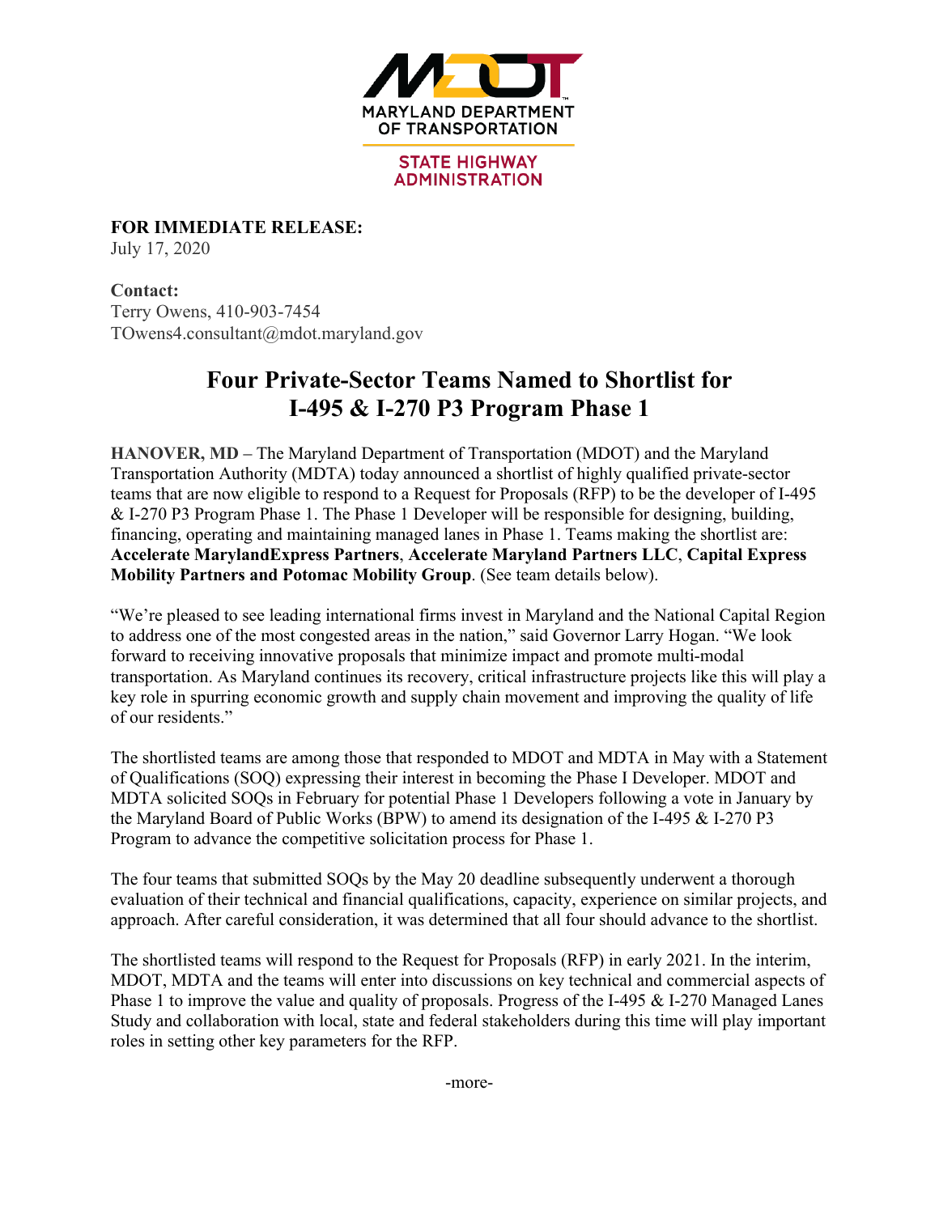MARYLAND DEPARTMENT OF TRANSPORTATION

STATE HIGHWAY ADMINISTRATION

**FOR IMMEDIATE RELEASE:**
July 17, 2020

**Contact:**
Terry Owens, 410-903-7454
TOwens4.consultant@mdot.maryland.gov

# Four Private-Sector Teams Named to Shortlist for I-495 & I-270 P3 Program Phase 1

**HANOVER, MD** – The Maryland Department of Transportation (MDOT) and the Maryland Transportation Authority (MDTA) today announced a shortlist of highly qualified private-sector teams that are now eligible to respond to a Request for Proposals (RFP) to be the developer of I-495 & I-270 P3 Program Phase 1. The Phase 1 Developer will be responsible for designing, building, financing, operating and maintaining managed lanes in Phase 1. Teams making the shortlist are: **Accelerate MarylandExpress Partners**, **Accelerate Maryland Partners LLC**, **Capital Express Mobility Partners and Potomac Mobility Group**. (See team details below).

"We're pleased to see leading international firms invest in Maryland and the National Capital Region to address one of the most congested areas in the nation," said Governor Larry Hogan. "We look forward to receiving innovative proposals that minimize impact and promote multi-modal transportation. As Maryland continues its recovery, critical infrastructure projects like this will play a key role in spurring economic growth and supply chain movement and improving the quality of life of our residents."

The shortlisted teams are among those that responded to MDOT and MDTA in May with a Statement of Qualifications (SOQ) expressing their interest in becoming the Phase I Developer. MDOT and MDTA solicited SOQs in February for potential Phase 1 Developers following a vote in January by the Maryland Board of Public Works (BPW) to amend its designation of the I-495 & I-270 P3 Program to advance the competitive solicitation process for Phase 1.

The four teams that submitted SOQs by the May 20 deadline subsequently underwent a thorough evaluation of their technical and financial qualifications, capacity, experience on similar projects, and approach. After careful consideration, it was determined that all four should advance to the shortlist.

The shortlisted teams will respond to the Request for Proposals (RFP) in early 2021. In the interim, MDOT, MDTA and the teams will enter into discussions on key technical and commercial aspects of Phase 1 to improve the value and quality of proposals. Progress of the I-495 & I-270 Managed Lanes Study and collaboration with local, state and federal stakeholders during this time will play important roles in setting other key parameters for the RFP.

-more-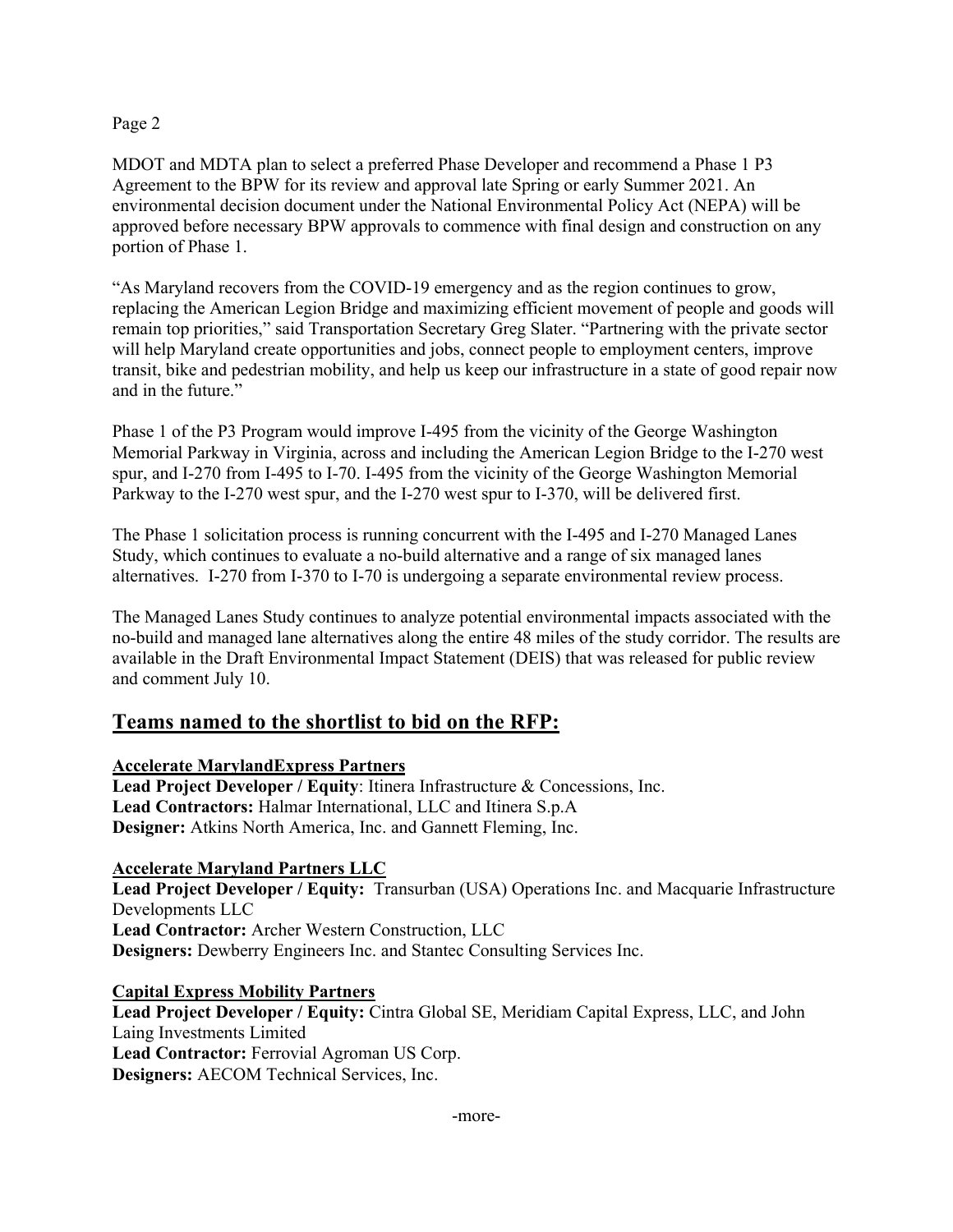MDOT and MDTA plan to select a preferred Phase Developer and recommend a Phase 1 P3 Agreement to the BPW for its review and approval late Spring or early Summer 2021. An environmental decision document under the National Environmental Policy Act (NEPA) will be approved before necessary BPW approvals to commence with final design and construction on any portion of Phase 1.

"As Maryland recovers from the COVID-19 emergency and as the region continues to grow, replacing the American Legion Bridge and maximizing efficient movement of people and goods will remain top priorities," said Transportation Secretary Greg Slater. "Partnering with the private sector will help Maryland create opportunities and jobs, connect people to employment centers, improve transit, bike and pedestrian mobility, and help us keep our infrastructure in a state of good repair now and in the future."

Phase 1 of the P3 Program would improve I-495 from the vicinity of the George Washington Memorial Parkway in Virginia, across and including the American Legion Bridge to the I-270 west spur, and I-270 from I-495 to I-70. I-495 from the vicinity of the George Washington Memorial Parkway to the I-270 west spur, and the I-270 west spur to I-370, will be delivered first.

The Phase 1 solicitation process is running concurrent with the I-495 and I-270 Managed Lanes Study, which continues to evaluate a no-build alternative and a range of six managed lanes alternatives. I-270 from I-370 to I-70 is undergoing a separate environmental review process.

The Managed Lanes Study continues to analyze potential environmental impacts associated with the no-build and managed lane alternatives along the entire 48 miles of the study corridor. The results are available in the Draft Environmental Impact Statement (DEIS) that was released for public review and comment July 10.

## Teams named to the shortlist to bid on the RFP:

**Accelerate MarylandExpress Partners**
**Lead Project Developer / Equity**: Itinera Infrastructure & Concessions, Inc.
**Lead Contractors:** Halmar International, LLC and Itinera S.p.A
**Designer:** Atkins North America, Inc. and Gannett Fleming, Inc.

**Accelerate Maryland Partners LLC**
**Lead Project Developer / Equity:** Transurban (USA) Operations Inc. and Macquarie Infrastructure Developments LLC
**Lead Contractor:** Archer Western Construction, LLC
**Designers:** Dewberry Engineers Inc. and Stantec Consulting Services Inc.

**Capital Express Mobility Partners**
**Lead Project Developer / Equity:** Cintra Global SE, Meridiam Capital Express, LLC, and John Laing Investments Limited
**Lead Contractor:** Ferrovial Agroman US Corp.
**Designers:** AECOM Technical Services, Inc.

-more-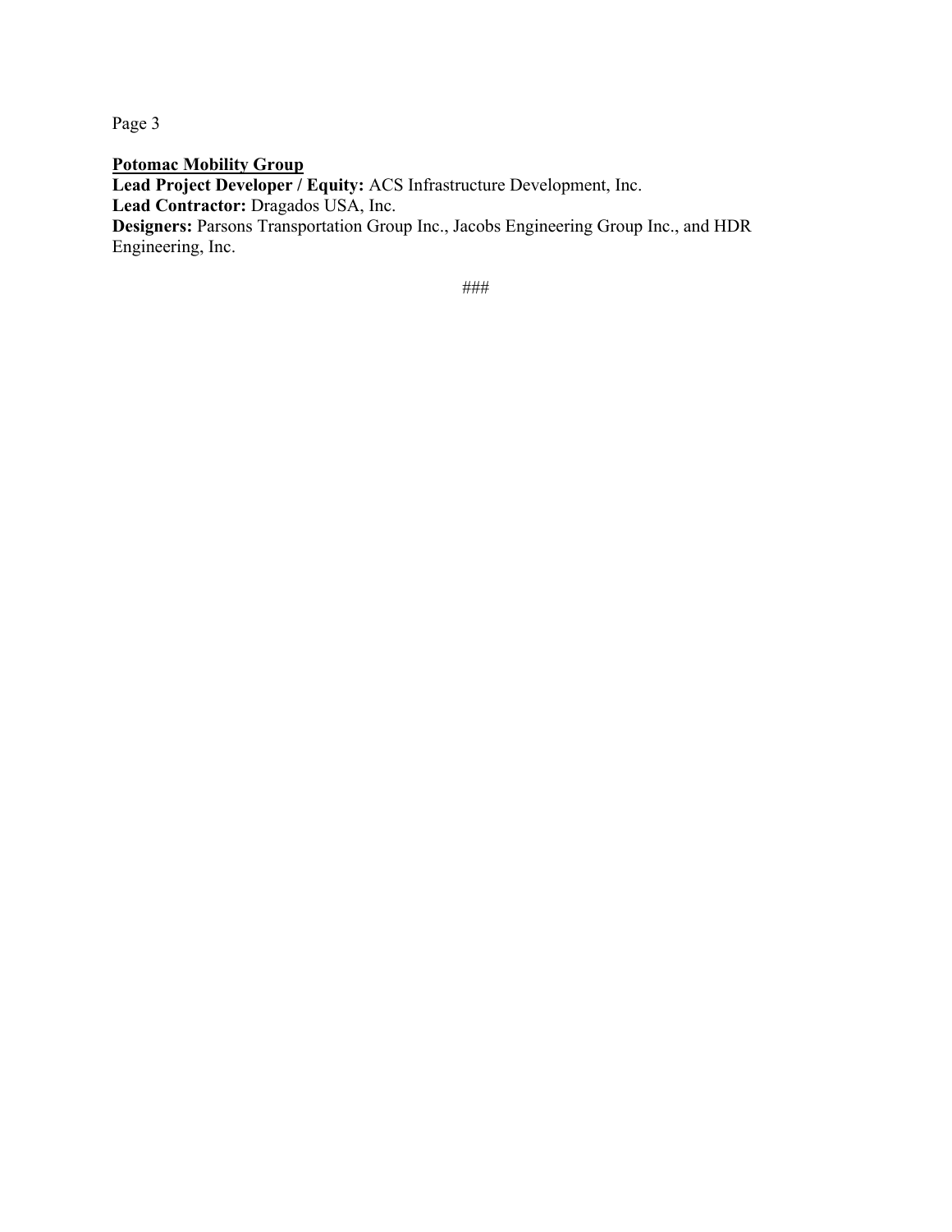**<u>Potomac Mobility Group</u>**
**Lead Project Developer / Equity:** ACS Infrastructure Development, Inc.
**Lead Contractor:** Dragados USA, Inc.
**Designers:** Parsons Transportation Group Inc., Jacobs Engineering Group Inc., and HDR Engineering, Inc.

###